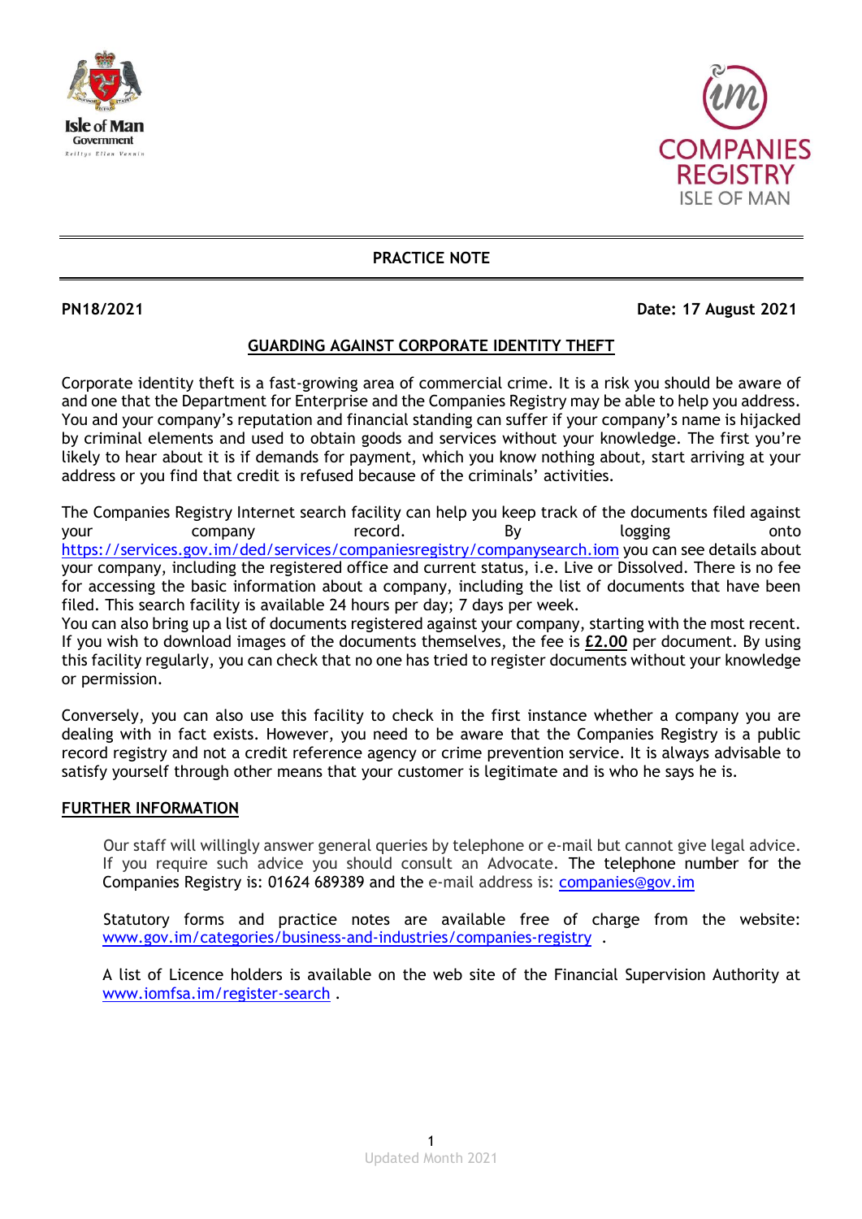**PRACTICE NOTE**

**PN18/2021** **Date: 17 August 2021**

## GUARDING AGAINST CORPORATE IDENTITY THEFT

Corporate identity theft is a fast-growing area of commercial crime. It is a risk you should be aware of and one that the Department for Enterprise and the Companies Registry may be able to help you address. You and your company's reputation and financial standing can suffer if your company's name is hijacked by criminal elements and used to obtain goods and services without your knowledge. The first you're likely to hear about it is if demands for payment, which you know nothing about, start arriving at your address or you find that credit is refused because of the criminals' activities.

The Companies Registry Internet search facility can help you keep track of the documents filed against your company record. By logging onto https://services.gov.im/ded/services/companiesregistry/companysearch.iom you can see details about your company, including the registered office and current status, i.e. Live or Dissolved. There is no fee for accessing the basic information about a company, including the list of documents that have been filed. This search facility is available 24 hours per day; 7 days per week.
You can also bring up a list of documents registered against your company, starting with the most recent. If you wish to download images of the documents themselves, the fee is **£2.00** per document. By using this facility regularly, you can check that no one has tried to register documents without your knowledge or permission.

Conversely, you can also use this facility to check in the first instance whether a company you are dealing with in fact exists. However, you need to be aware that the Companies Registry is a public record registry and not a credit reference agency or crime prevention service. It is always advisable to satisfy yourself through other means that your customer is legitimate and is who he says he is.

## FURTHER INFORMATION

Our staff will willingly answer general queries by telephone or e-mail but cannot give legal advice. If you require such advice you should consult an Advocate. The telephone number for the Companies Registry is: 01624 689389 and the e-mail address is: companies@gov.im

Statutory forms and practice notes are available free of charge from the website: www.gov.im/categories/business-and-industries/companies-registry .

A list of Licence holders is available on the web site of the Financial Supervision Authority at www.iomfsa.im/register-search .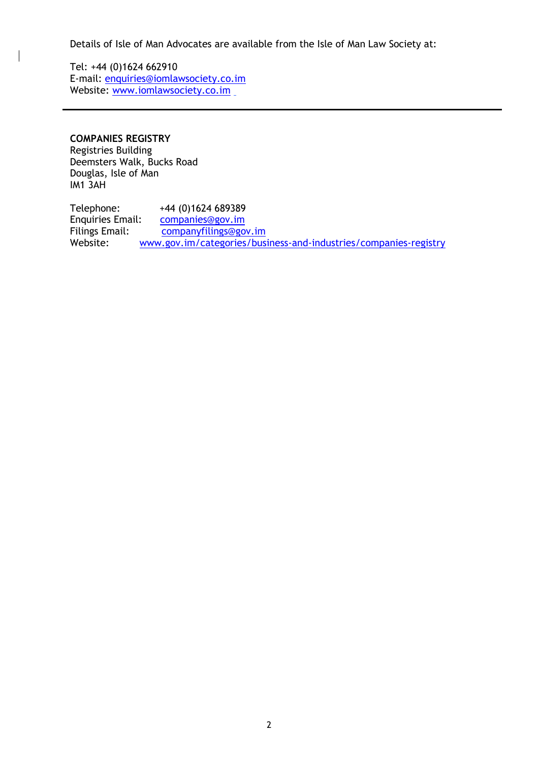Details of Isle of Man Advocates are available from the Isle of Man Law Society at:

Tel: +44 (0)1624 662910
E-mail: enquiries@iomlawsociety.co.im
Website: www.iomlawsociety.co.im

---

**COMPANIES REGISTRY**
Registries Building
Deemsters Walk, Bucks Road
Douglas, Isle of Man
IM1 3AH

Telephone: +44 (0)1624 689389
Enquiries Email: companies@gov.im
Filings Email: companyfilings@gov.im
Website: www.gov.im/categories/business-and-industries/companies-registry